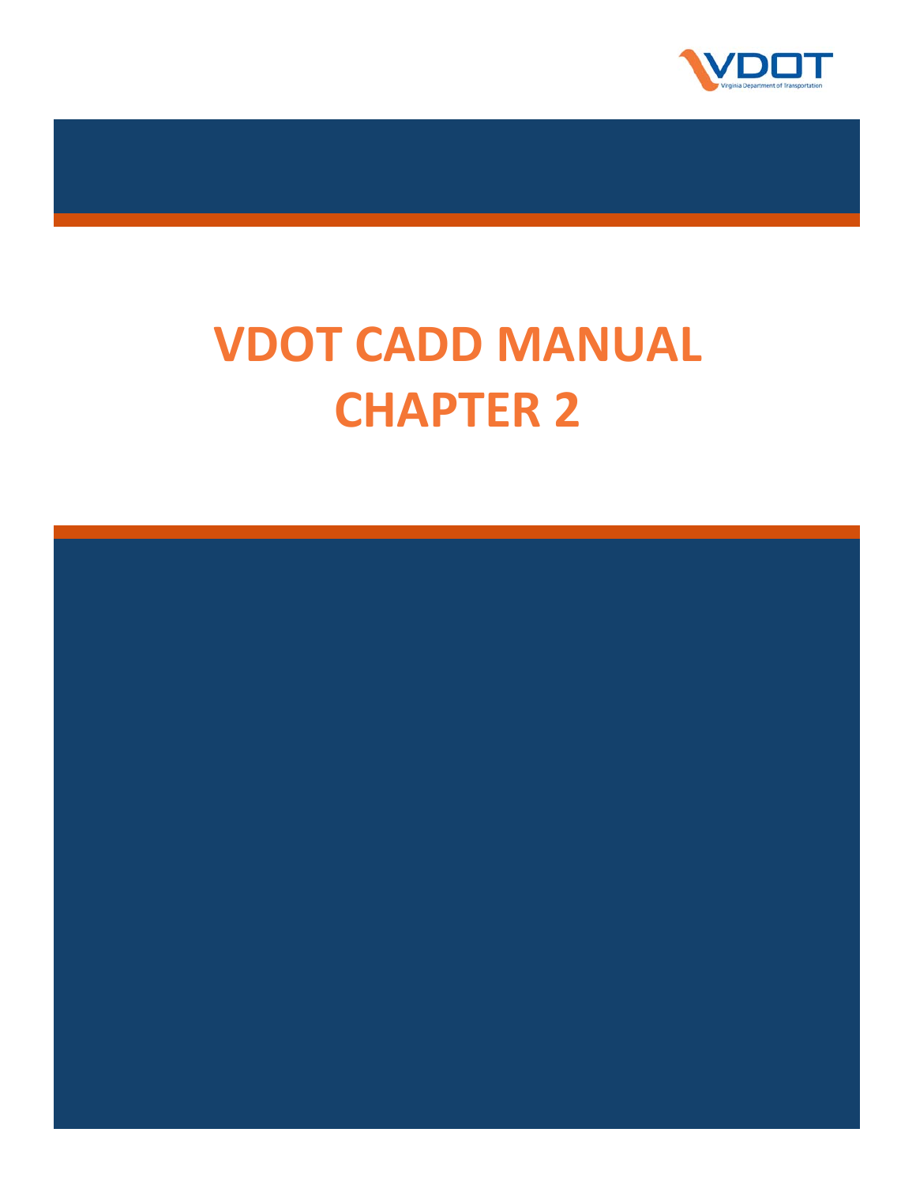VDOT Virginia Department of Transportation

# VDOT CADD MANUAL
# CHAPTER 2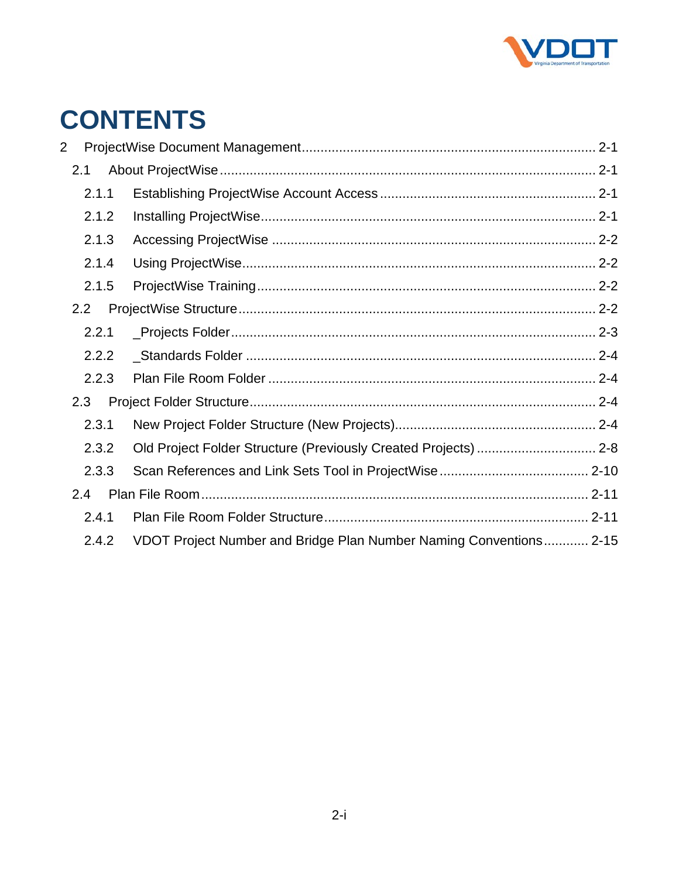# CONTENTS

2 ProjectWise Document Management ........ 2-1
  2.1 About ProjectWise ........ 2-1
    2.1.1 Establishing ProjectWise Account Access ........ 2-1
    2.1.2 Installing ProjectWise ........ 2-1
    2.1.3 Accessing ProjectWise ........ 2-2
    2.1.4 Using ProjectWise ........ 2-2
    2.1.5 ProjectWise Training ........ 2-2
  2.2 ProjectWise Structure ........ 2-2
    2.2.1 _Projects Folder ........ 2-3
    2.2.2 _Standards Folder ........ 2-4
    2.2.3 Plan File Room Folder ........ 2-4
  2.3 Project Folder Structure ........ 2-4
    2.3.1 New Project Folder Structure (New Projects) ........ 2-4
    2.3.2 Old Project Folder Structure (Previously Created Projects) ........ 2-8
    2.3.3 Scan References and Link Sets Tool in ProjectWise ........ 2-10
  2.4 Plan File Room ........ 2-11
    2.4.1 Plan File Room Folder Structure ........ 2-11
    2.4.2 VDOT Project Number and Bridge Plan Number Naming Conventions ........ 2-15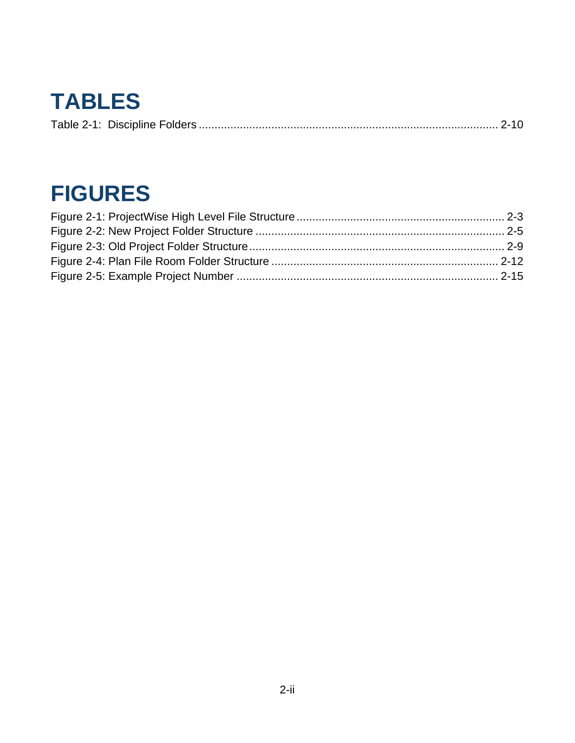# TABLES

Table 2-1: Discipline Folders ........................................................................................ 2-10

# FIGURES

Figure 2-1: ProjectWise High Level File Structure ................................................................ 2-3
Figure 2-2: New Project Folder Structure ............................................................................. 2-5
Figure 2-3: Old Project Folder Structure ................................................................................ 2-9
Figure 2-4: Plan File Room Folder Structure ....................................................................... 2-12
Figure 2-5: Example Project Number .................................................................................. 2-15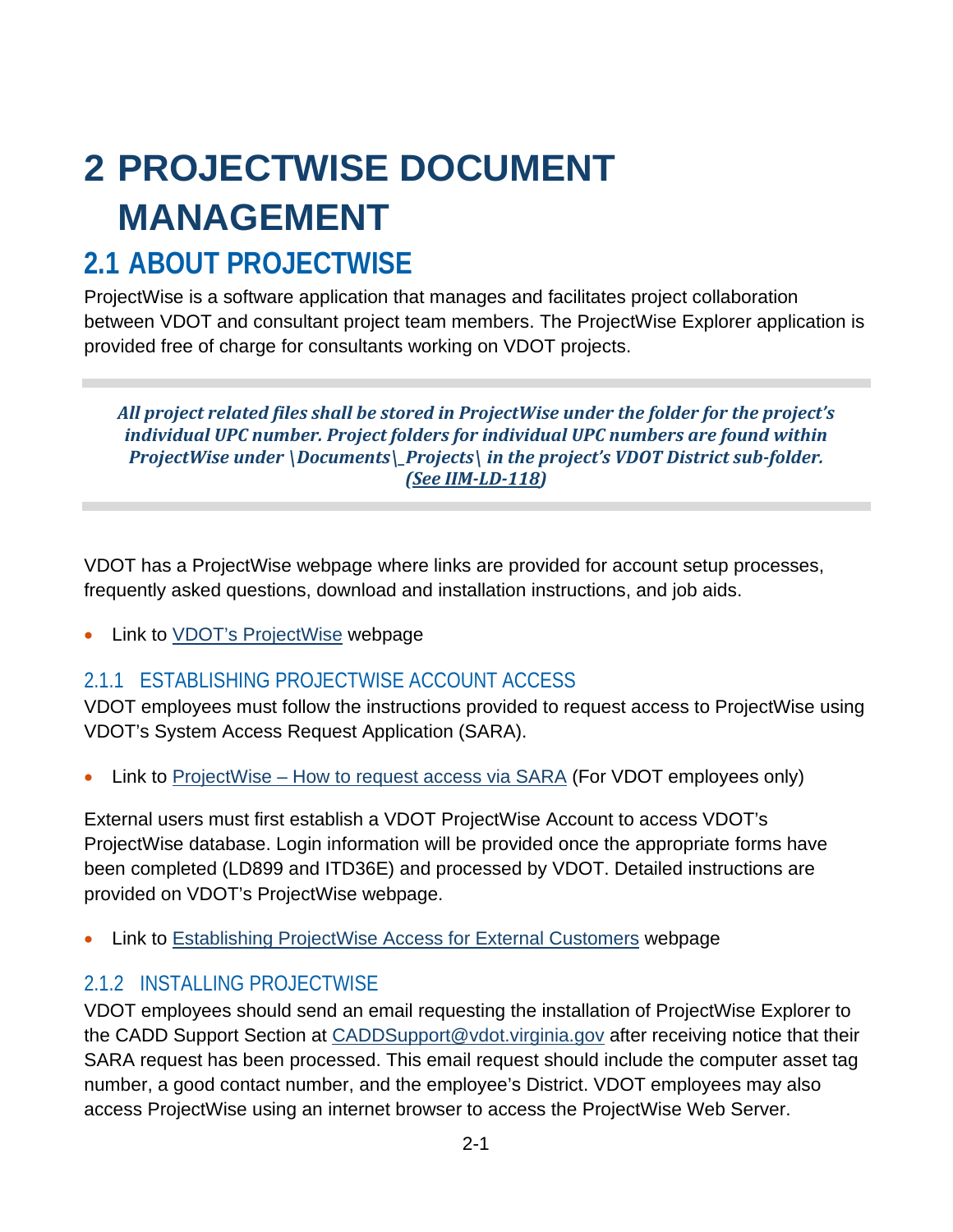# 2 PROJECTWISE DOCUMENT MANAGEMENT

## 2.1 ABOUT PROJECTWISE

ProjectWise is a software application that manages and facilitates project collaboration between VDOT and consultant project team members. The ProjectWise Explorer application is provided free of charge for consultants working on VDOT projects.

***All project related files shall be stored in ProjectWise under the folder for the project's individual UPC number. Project folders for individual UPC numbers are found within ProjectWise under \Documents\_Projects\ in the project's VDOT District sub-folder. (See IIM-LD-118)***

VDOT has a ProjectWise webpage where links are provided for account setup processes, frequently asked questions, download and installation instructions, and job aids.

- Link to VDOT's ProjectWise webpage

### 2.1.1 ESTABLISHING PROJECTWISE ACCOUNT ACCESS

VDOT employees must follow the instructions provided to request access to ProjectWise using VDOT's System Access Request Application (SARA).

- Link to ProjectWise – How to request access via SARA (For VDOT employees only)

External users must first establish a VDOT ProjectWise Account to access VDOT's ProjectWise database. Login information will be provided once the appropriate forms have been completed (LD899 and ITD36E) and processed by VDOT. Detailed instructions are provided on VDOT's ProjectWise webpage.

- Link to Establishing ProjectWise Access for External Customers webpage

### 2.1.2 INSTALLING PROJECTWISE

VDOT employees should send an email requesting the installation of ProjectWise Explorer to the CADD Support Section at CADDSupport@vdot.virginia.gov after receiving notice that their SARA request has been processed. This email request should include the computer asset tag number, a good contact number, and the employee's District. VDOT employees may also access ProjectWise using an internet browser to access the ProjectWise Web Server.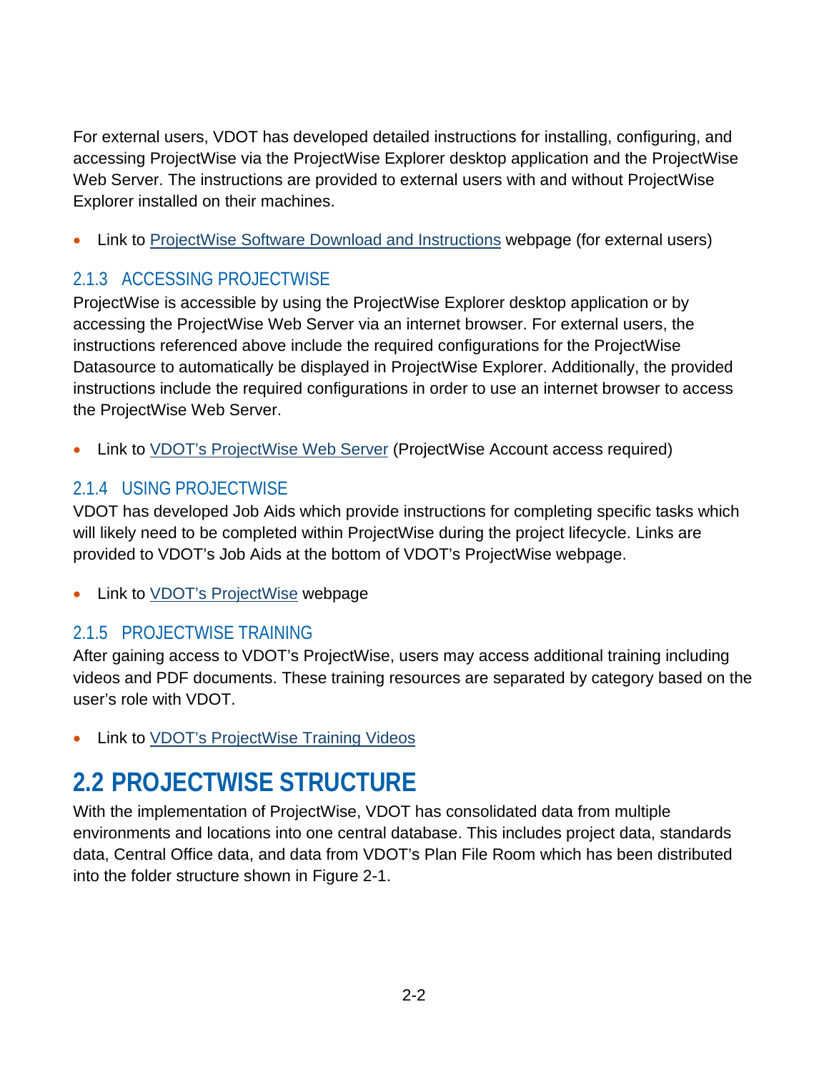For external users, VDOT has developed detailed instructions for installing, configuring, and accessing ProjectWise via the ProjectWise Explorer desktop application and the ProjectWise Web Server. The instructions are provided to external users with and without ProjectWise Explorer installed on their machines.

- Link to ProjectWise Software Download and Instructions webpage (for external users)

### 2.1.3 ACCESSING PROJECTWISE

ProjectWise is accessible by using the ProjectWise Explorer desktop application or by accessing the ProjectWise Web Server via an internet browser. For external users, the instructions referenced above include the required configurations for the ProjectWise Datasource to automatically be displayed in ProjectWise Explorer. Additionally, the provided instructions include the required configurations in order to use an internet browser to access the ProjectWise Web Server.

- Link to VDOT's ProjectWise Web Server (ProjectWise Account access required)

### 2.1.4 USING PROJECTWISE

VDOT has developed Job Aids which provide instructions for completing specific tasks which will likely need to be completed within ProjectWise during the project lifecycle. Links are provided to VDOT's Job Aids at the bottom of VDOT's ProjectWise webpage.

- Link to VDOT's ProjectWise webpage

### 2.1.5 PROJECTWISE TRAINING

After gaining access to VDOT's ProjectWise, users may access additional training including videos and PDF documents. These training resources are separated by category based on the user's role with VDOT.

- Link to VDOT's ProjectWise Training Videos

## 2.2 PROJECTWISE STRUCTURE

With the implementation of ProjectWise, VDOT has consolidated data from multiple environments and locations into one central database. This includes project data, standards data, Central Office data, and data from VDOT's Plan File Room which has been distributed into the folder structure shown in Figure 2-1.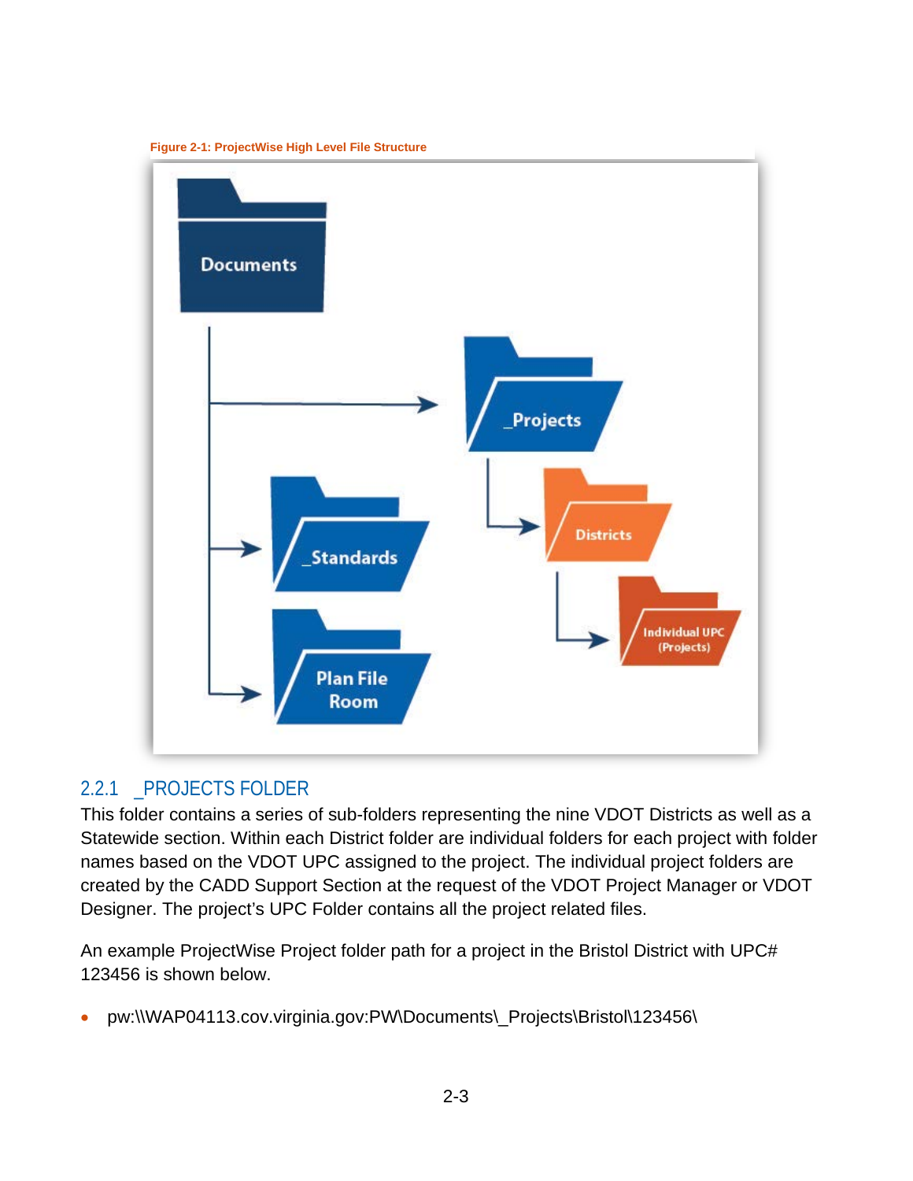Figure 2-1: ProjectWise High Level File Structure

### 2.2.1 _PROJECTS FOLDER

This folder contains a series of sub-folders representing the nine VDOT Districts as well as a Statewide section. Within each District folder are individual folders for each project with folder names based on the VDOT UPC assigned to the project. The individual project folders are created by the CADD Support Section at the request of the VDOT Project Manager or VDOT Designer. The project's UPC Folder contains all the project related files.

An example ProjectWise Project folder path for a project in the Bristol District with UPC# 123456 is shown below.

- pw:\\WAP04113.cov.virginia.gov:PW\Documents\_Projects\Bristol\123456\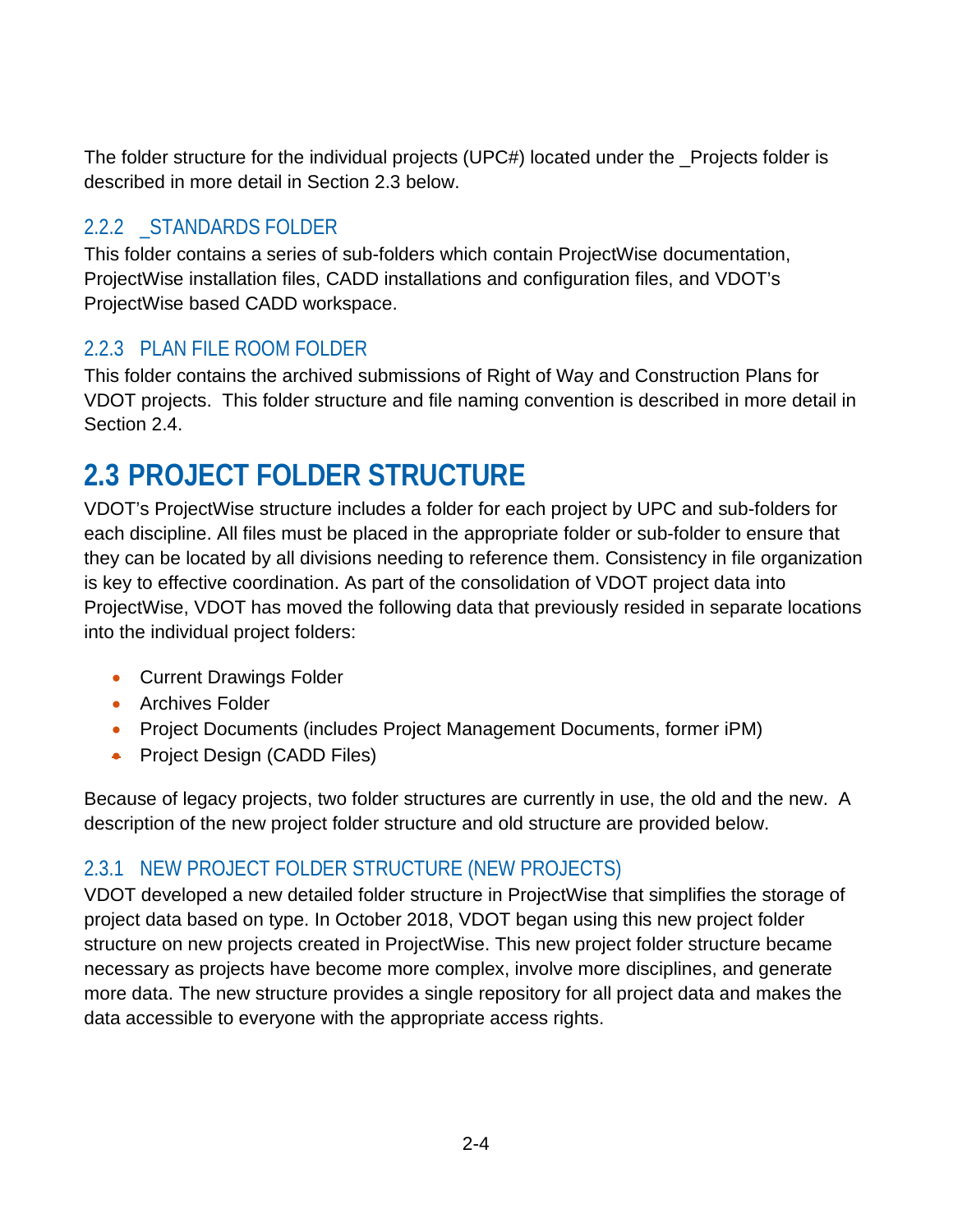The folder structure for the individual projects (UPC#) located under the _Projects folder is described in more detail in Section 2.3 below.

### 2.2.2 _STANDARDS FOLDER

This folder contains a series of sub-folders which contain ProjectWise documentation, ProjectWise installation files, CADD installations and configuration files, and VDOT's ProjectWise based CADD workspace.

### 2.2.3 PLAN FILE ROOM FOLDER

This folder contains the archived submissions of Right of Way and Construction Plans for VDOT projects. This folder structure and file naming convention is described in more detail in Section 2.4.

## 2.3 PROJECT FOLDER STRUCTURE

VDOT's ProjectWise structure includes a folder for each project by UPC and sub-folders for each discipline. All files must be placed in the appropriate folder or sub-folder to ensure that they can be located by all divisions needing to reference them. Consistency in file organization is key to effective coordination. As part of the consolidation of VDOT project data into ProjectWise, VDOT has moved the following data that previously resided in separate locations into the individual project folders:

- Current Drawings Folder
- Archives Folder
- Project Documents (includes Project Management Documents, former iPM)
- Project Design (CADD Files)

Because of legacy projects, two folder structures are currently in use, the old and the new. A description of the new project folder structure and old structure are provided below.

### 2.3.1 NEW PROJECT FOLDER STRUCTURE (NEW PROJECTS)

VDOT developed a new detailed folder structure in ProjectWise that simplifies the storage of project data based on type. In October 2018, VDOT began using this new project folder structure on new projects created in ProjectWise. This new project folder structure became necessary as projects have become more complex, involve more disciplines, and generate more data. The new structure provides a single repository for all project data and makes the data accessible to everyone with the appropriate access rights.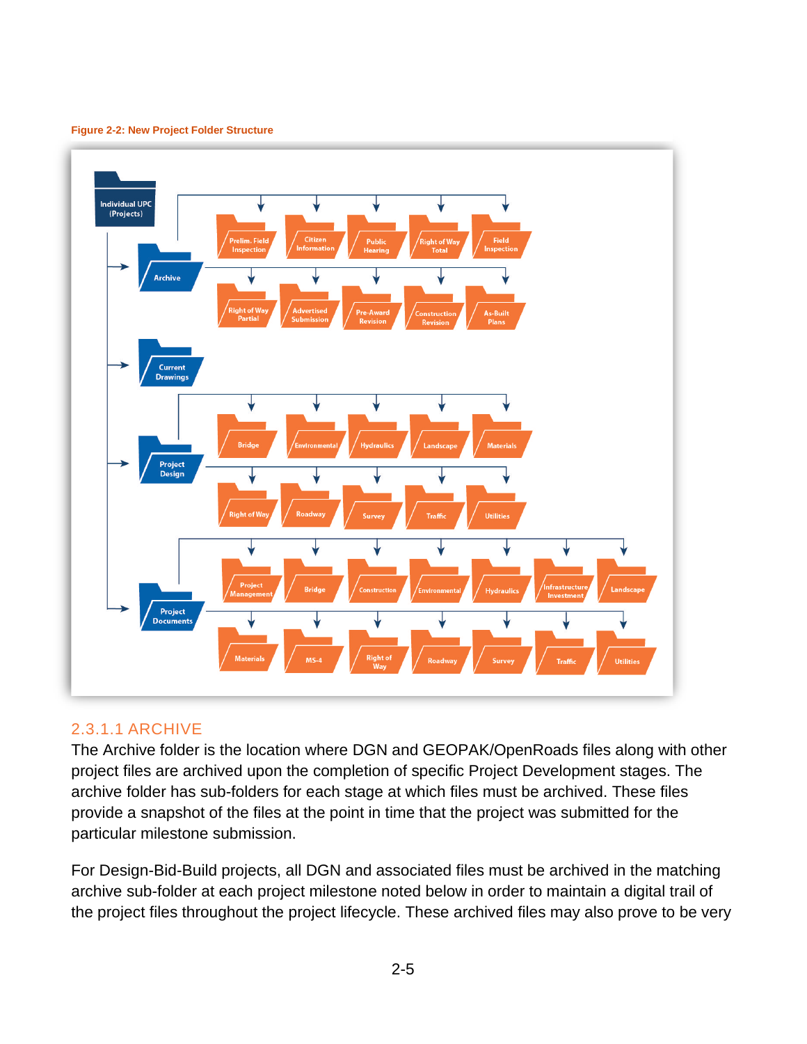Figure 2-2: New Project Folder Structure

- Individual UPC (Projects)
  - Archive
    - Prelim. Field Inspection
    - Citizen Information
    - Public Hearing
    - Right of Way Total
    - Field Inspection
    - Right of Way Partial
    - Advertised Submission
    - Pre-Award Revision
    - Construction Revision
    - As-Built Plans
  - Current Drawings
  - Project Design
    - Bridge
    - Environmental
    - Hydraulics
    - Landscape
    - Materials
    - Right of Way
    - Roadway
    - Survey
    - Traffic
    - Utilities
  - Project Documents
    - Project Management
    - Bridge
    - Construction
    - Environmental
    - Hydraulics
    - Infrastructure Investment
    - Landscape
    - Materials
    - MS-4
    - Right of Way
    - Roadway
    - Survey
    - Traffic
    - Utilities

## 2.3.1.1 ARCHIVE

The Archive folder is the location where DGN and GEOPAK/OpenRoads files along with other project files are archived upon the completion of specific Project Development stages. The archive folder has sub-folders for each stage at which files must be archived. These files provide a snapshot of the files at the point in time that the project was submitted for the particular milestone submission.

For Design-Bid-Build projects, all DGN and associated files must be archived in the matching archive sub-folder at each project milestone noted below in order to maintain a digital trail of the project files throughout the project lifecycle. These archived files may also prove to be very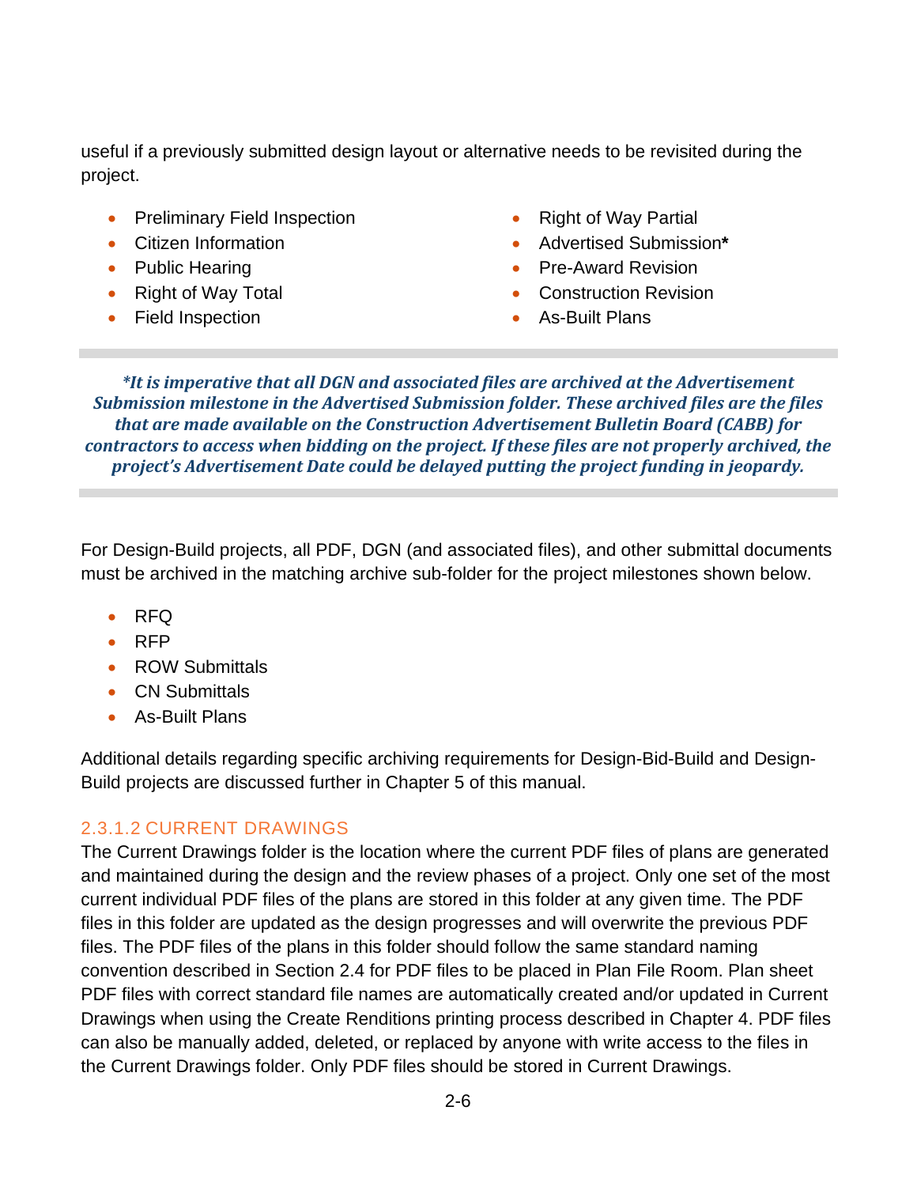useful if a previously submitted design layout or alternative needs to be revisited during the project.

- Preliminary Field Inspection
- Citizen Information
- Public Hearing
- Right of Way Total
- Field Inspection
- Right of Way Partial
- Advertised Submission**\***
- Pre-Award Revision
- Construction Revision
- As-Built Plans

***\*It is imperative that all DGN and associated files are archived at the Advertisement Submission milestone in the Advertised Submission folder. These archived files are the files that are made available on the Construction Advertisement Bulletin Board (CABB) for contractors to access when bidding on the project. If these files are not properly archived, the project's Advertisement Date could be delayed putting the project funding in jeopardy.***

For Design-Build projects, all PDF, DGN (and associated files), and other submittal documents must be archived in the matching archive sub-folder for the project milestones shown below.

- RFQ
- RFP
- ROW Submittals
- CN Submittals
- As-Built Plans

Additional details regarding specific archiving requirements for Design-Bid-Build and Design-Build projects are discussed further in Chapter 5 of this manual.

#### 2.3.1.2 CURRENT DRAWINGS

The Current Drawings folder is the location where the current PDF files of plans are generated and maintained during the design and the review phases of a project. Only one set of the most current individual PDF files of the plans are stored in this folder at any given time. The PDF files in this folder are updated as the design progresses and will overwrite the previous PDF files. The PDF files of the plans in this folder should follow the same standard naming convention described in Section 2.4 for PDF files to be placed in Plan File Room. Plan sheet PDF files with correct standard file names are automatically created and/or updated in Current Drawings when using the Create Renditions printing process described in Chapter 4. PDF files can also be manually added, deleted, or replaced by anyone with write access to the files in the Current Drawings folder. Only PDF files should be stored in Current Drawings.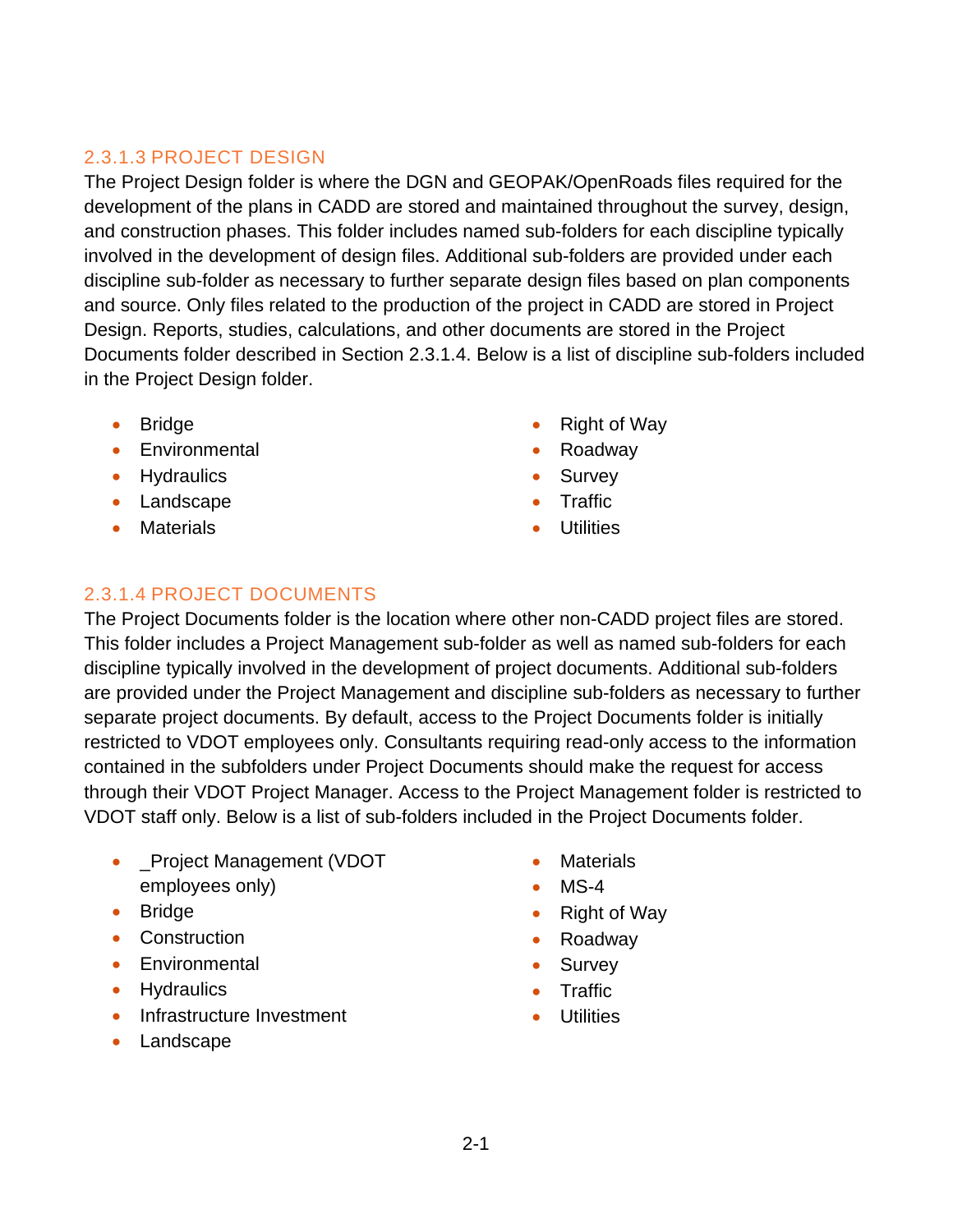### 2.3.1.3 PROJECT DESIGN

The Project Design folder is where the DGN and GEOPAK/OpenRoads files required for the development of the plans in CADD are stored and maintained throughout the survey, design, and construction phases. This folder includes named sub-folders for each discipline typically involved in the development of design files. Additional sub-folders are provided under each discipline sub-folder as necessary to further separate design files based on plan components and source. Only files related to the production of the project in CADD are stored in Project Design. Reports, studies, calculations, and other documents are stored in the Project Documents folder described in Section 2.3.1.4. Below is a list of discipline sub-folders included in the Project Design folder.

- Bridge
- Environmental
- Hydraulics
- Landscape
- Materials
- Right of Way
- Roadway
- Survey
- Traffic
- Utilities

### 2.3.1.4 PROJECT DOCUMENTS

The Project Documents folder is the location where other non-CADD project files are stored. This folder includes a Project Management sub-folder as well as named sub-folders for each discipline typically involved in the development of project documents. Additional sub-folders are provided under the Project Management and discipline sub-folders as necessary to further separate project documents. By default, access to the Project Documents folder is initially restricted to VDOT employees only. Consultants requiring read-only access to the information contained in the subfolders under Project Documents should make the request for access through their VDOT Project Manager. Access to the Project Management folder is restricted to VDOT staff only. Below is a list of sub-folders included in the Project Documents folder.

- _Project Management (VDOT employees only)
- Bridge
- Construction
- Environmental
- Hydraulics
- Infrastructure Investment
- Landscape
- Materials
- MS-4
- Right of Way
- Roadway
- Survey
- Traffic
- Utilities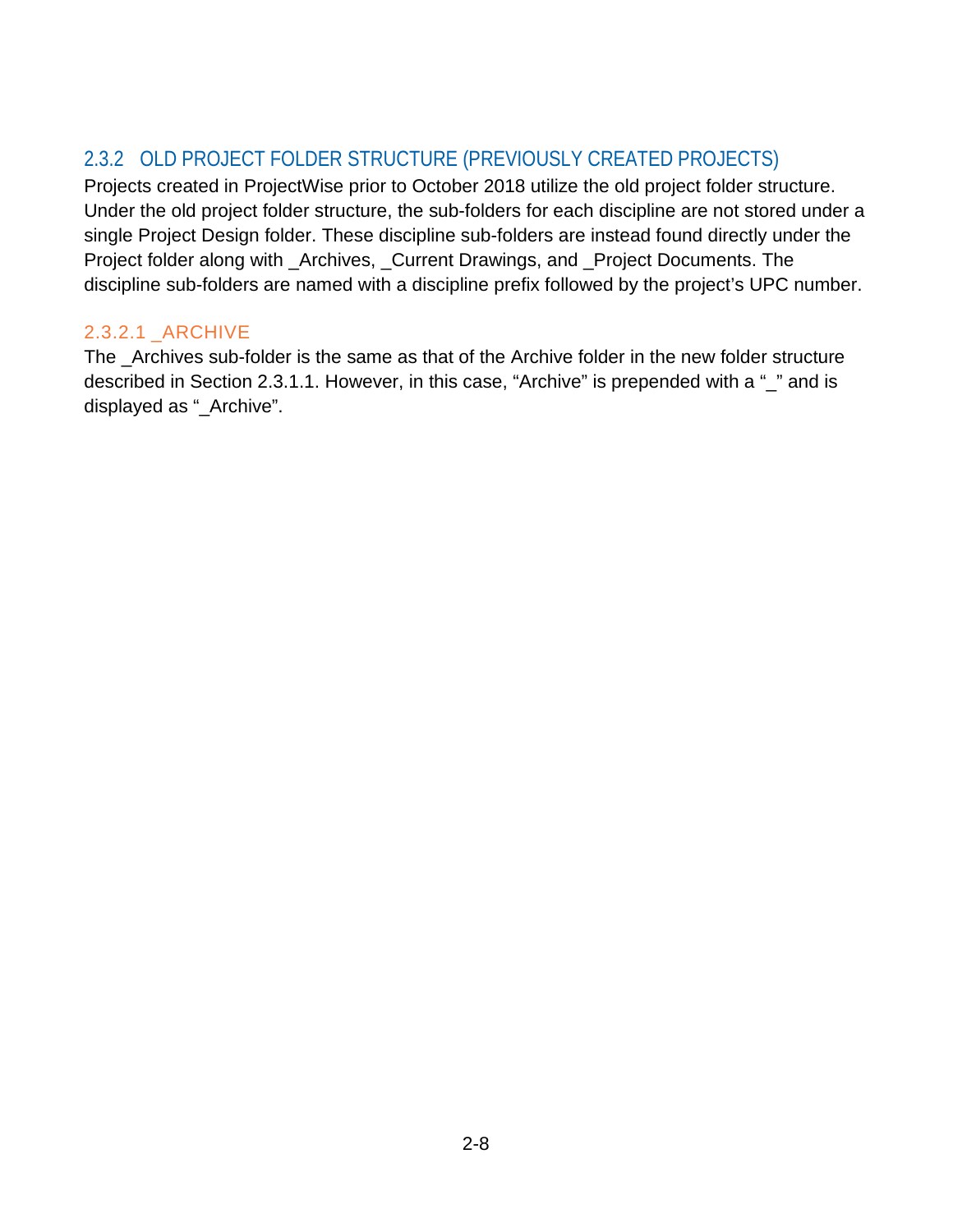### 2.3.2 OLD PROJECT FOLDER STRUCTURE (PREVIOUSLY CREATED PROJECTS)

Projects created in ProjectWise prior to October 2018 utilize the old project folder structure. Under the old project folder structure, the sub-folders for each discipline are not stored under a single Project Design folder. These discipline sub-folders are instead found directly under the Project folder along with _Archives, _Current Drawings, and _Project Documents. The discipline sub-folders are named with a discipline prefix followed by the project's UPC number.

#### 2.3.2.1 _ARCHIVE

The _Archives sub-folder is the same as that of the Archive folder in the new folder structure described in Section 2.3.1.1. However, in this case, "Archive" is prepended with a "_" and is displayed as "_Archive".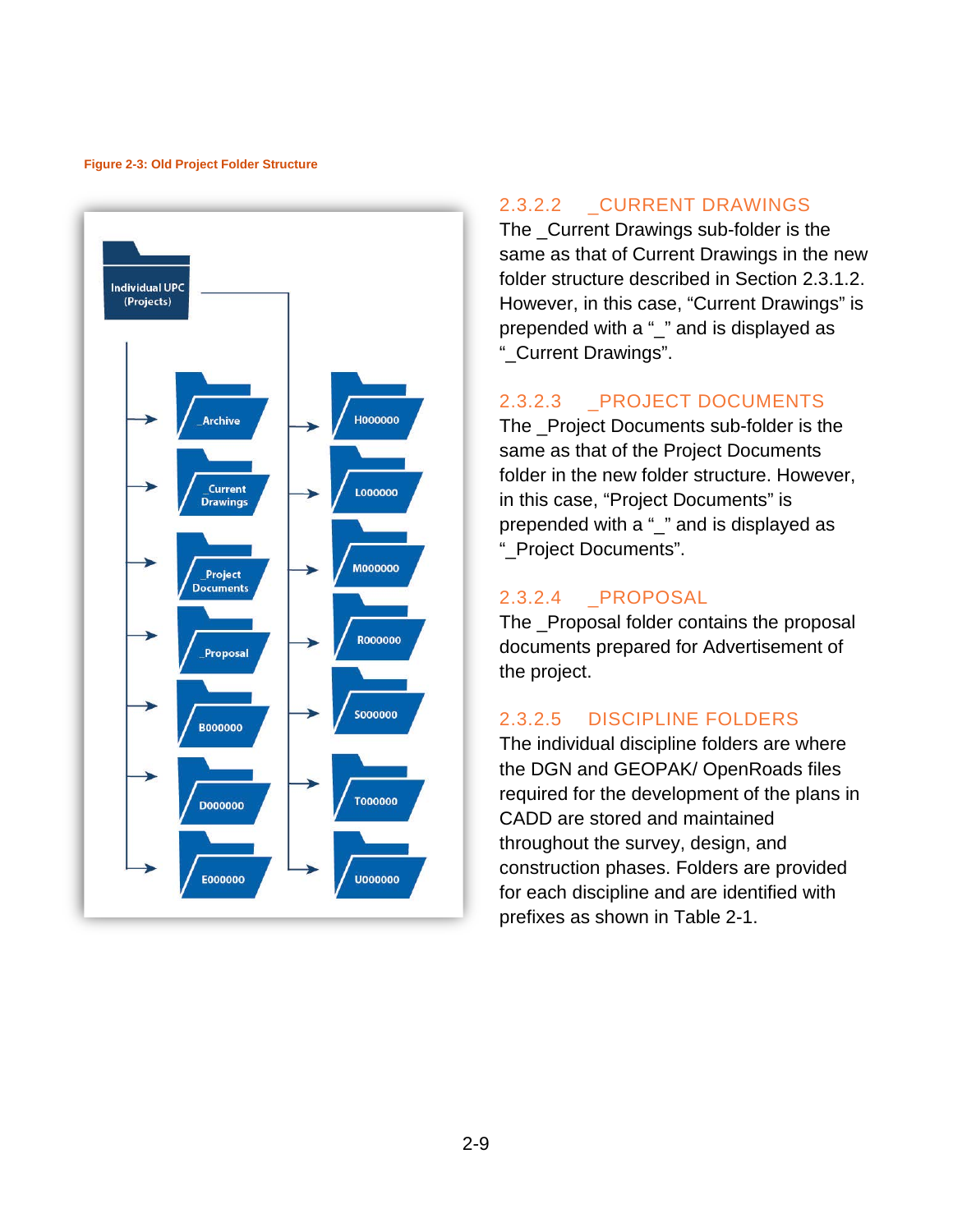Figure 2-3: Old Project Folder Structure

### 2.3.2.2 _CURRENT DRAWINGS

The _Current Drawings sub-folder is the same as that of Current Drawings in the new folder structure described in Section 2.3.1.2. However, in this case, "Current Drawings" is prepended with a "_" and is displayed as "_Current Drawings".

### 2.3.2.3 _PROJECT DOCUMENTS

The _Project Documents sub-folder is the same as that of the Project Documents folder in the new folder structure. However, in this case, "Project Documents" is prepended with a "_" and is displayed as "_Project Documents".

### 2.3.2.4 _PROPOSAL

The _Proposal folder contains the proposal documents prepared for Advertisement of the project.

### 2.3.2.5 DISCIPLINE FOLDERS

The individual discipline folders are where the DGN and GEOPAK/ OpenRoads files required for the development of the plans in CADD are stored and maintained throughout the survey, design, and construction phases. Folders are provided for each discipline and are identified with prefixes as shown in Table 2-1.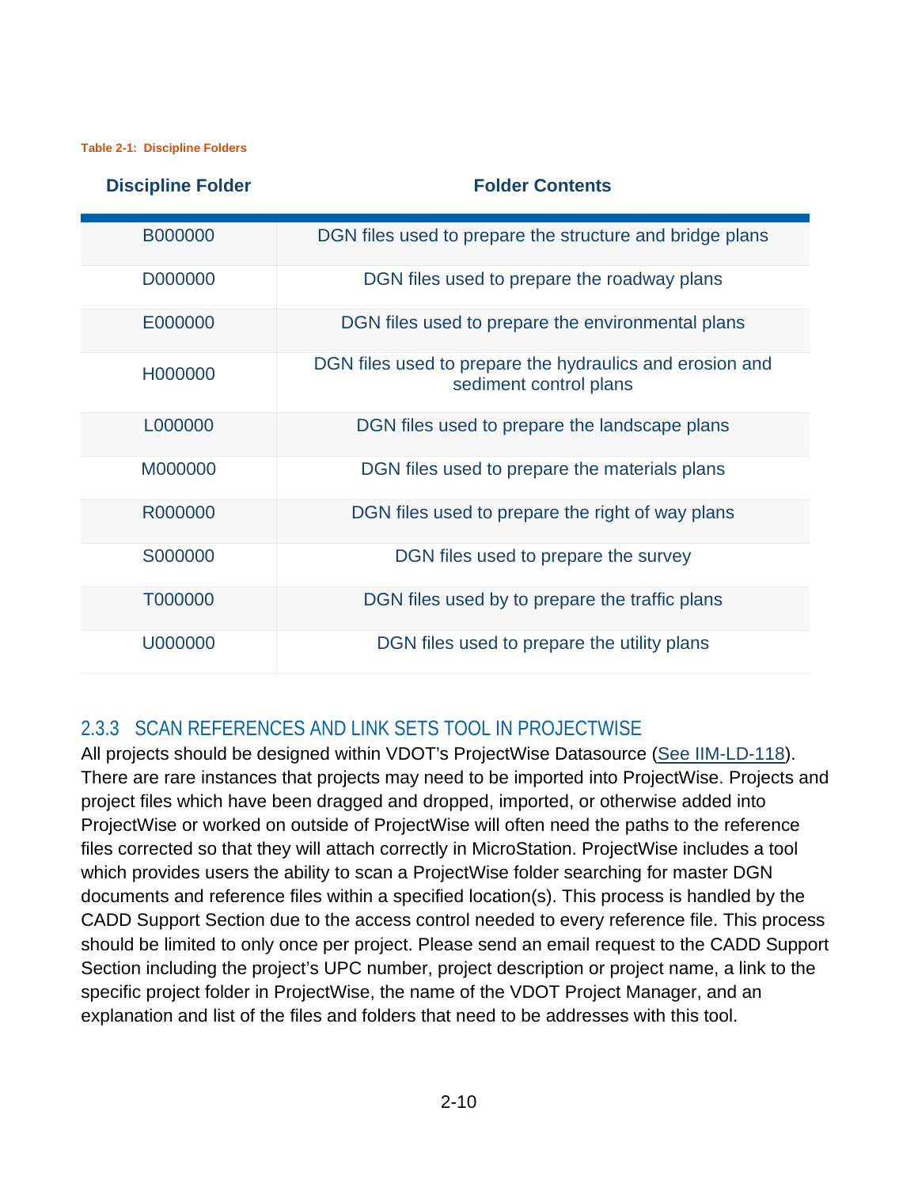**Table 2-1: Discipline Folders**

| Discipline Folder | Folder Contents |
| --- | --- |
| B000000 | DGN files used to prepare the structure and bridge plans |
| D000000 | DGN files used to prepare the roadway plans |
| E000000 | DGN files used to prepare the environmental plans |
| H000000 | DGN files used to prepare the hydraulics and erosion and sediment control plans |
| L000000 | DGN files used to prepare the landscape plans |
| M000000 | DGN files used to prepare the materials plans |
| R000000 | DGN files used to prepare the right of way plans |
| S000000 | DGN files used to prepare the survey |
| T000000 | DGN files used by to prepare the traffic plans |
| U000000 | DGN files used to prepare the utility plans |

### 2.3.3 SCAN REFERENCES AND LINK SETS TOOL IN PROJECTWISE

All projects should be designed within VDOT's ProjectWise Datasource (See IIM-LD-118). There are rare instances that projects may need to be imported into ProjectWise. Projects and project files which have been dragged and dropped, imported, or otherwise added into ProjectWise or worked on outside of ProjectWise will often need the paths to the reference files corrected so that they will attach correctly in MicroStation. ProjectWise includes a tool which provides users the ability to scan a ProjectWise folder searching for master DGN documents and reference files within a specified location(s). This process is handled by the CADD Support Section due to the access control needed to every reference file. This process should be limited to only once per project. Please send an email request to the CADD Support Section including the project's UPC number, project description or project name, a link to the specific project folder in ProjectWise, the name of the VDOT Project Manager, and an explanation and list of the files and folders that need to be addresses with this tool.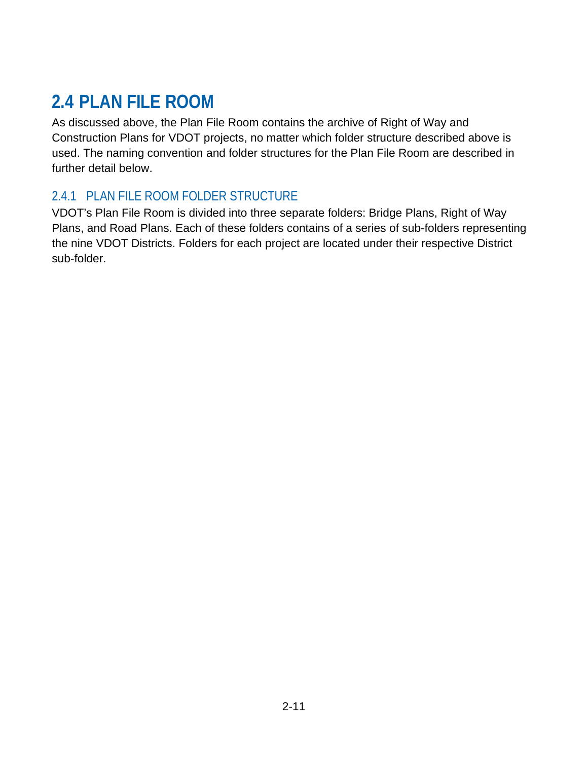## 2.4 PLAN FILE ROOM

As discussed above, the Plan File Room contains the archive of Right of Way and Construction Plans for VDOT projects, no matter which folder structure described above is used. The naming convention and folder structures for the Plan File Room are described in further detail below.

### 2.4.1 PLAN FILE ROOM FOLDER STRUCTURE

VDOT's Plan File Room is divided into three separate folders: Bridge Plans, Right of Way Plans, and Road Plans. Each of these folders contains of a series of sub-folders representing the nine VDOT Districts. Folders for each project are located under their respective District sub-folder.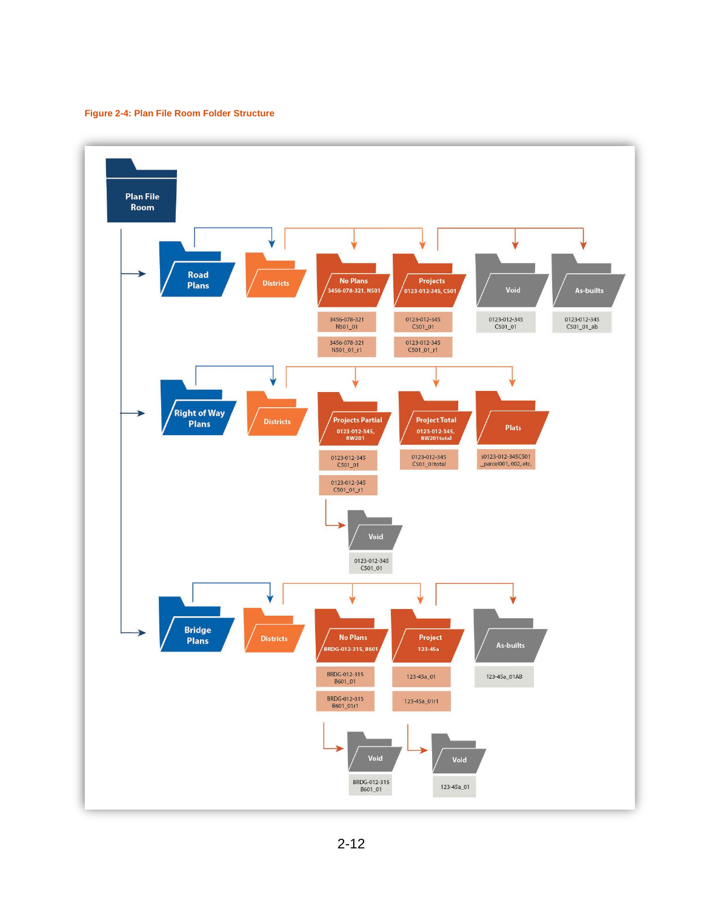**Figure 2-4: Plan File Room Folder Structure**

- Plan File Room
  - Road Plans
    - Districts
      - No Plans 3456-078-321, N501
        - 3456-078-321 N501_01
        - 3456-078-321 N501_01_r1
      - Projects 0123-012-345, C501
        - 0123-012-345 C501_01
        - 0123-012-345 C501_01_r1
      - Void
        - 0123-012-345 C501_01
      - As-builts
        - 0123-012-345 C501_01_ab
  - Right of Way Plans
    - Districts
      - Projects Partial 0123-012-345, RW201
        - 0123-012-345 C501_01
        - 0123-012-345 C501_01_r1
        - Void
          - 0123-012-345 C501_01
      - Project Total 0123-012-345, RW201total
        - 0123-012-345 C501_01total
      - Plats
        - s0123-012-345C501 _parcel001, 002, etc.
  - Bridge Plans
    - Districts
      - No Plans BRDG-012-315, B601
        - BRDG-012-315 B601_01
        - BRDG-012-315 B601_01r1
        - Void
          - BRDG-012-315 B601_01
      - Project 123-45a
        - 123-45a_01
        - 123-45a_01r1
        - Void
          - 123-45a_01
      - As-builts
        - 123-45a_01AB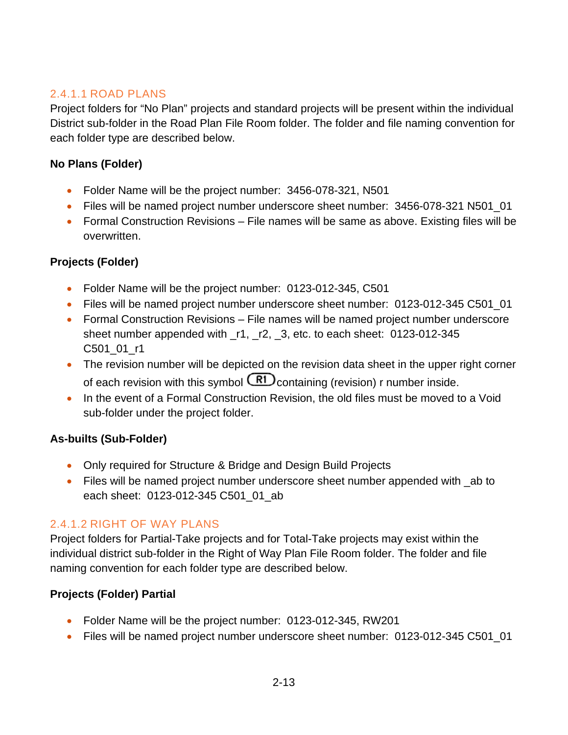### 2.4.1.1 ROAD PLANS

Project folders for “No Plan” projects and standard projects will be present within the individual District sub-folder in the Road Plan File Room folder. The folder and file naming convention for each folder type are described below.

**No Plans (Folder)**

- Folder Name will be the project number:  3456-078-321, N501
- Files will be named project number underscore sheet number:  3456-078-321 N501_01
- Formal Construction Revisions – File names will be same as above. Existing files will be overwritten.

**Projects (Folder)**

- Folder Name will be the project number:  0123-012-345, C501
- Files will be named project number underscore sheet number:  0123-012-345 C501_01
- Formal Construction Revisions – File names will be named project number underscore sheet number appended with _r1, _r2, _3, etc. to each sheet:  0123-012-345 C501_01_r1
- The revision number will be depicted on the revision data sheet in the upper right corner of each revision with this symbol (R1) containing (revision) r number inside.
- In the event of a Formal Construction Revision, the old files must be moved to a Void sub-folder under the project folder.

**As-builts (Sub-Folder)**

- Only required for Structure & Bridge and Design Build Projects
- Files will be named project number underscore sheet number appended with _ab to each sheet:  0123-012-345 C501_01_ab

### 2.4.1.2 RIGHT OF WAY PLANS

Project folders for Partial-Take projects and for Total-Take projects may exist within the individual district sub-folder in the Right of Way Plan File Room folder. The folder and file naming convention for each folder type are described below.

**Projects (Folder) Partial**

- Folder Name will be the project number:  0123-012-345, RW201
- Files will be named project number underscore sheet number:  0123-012-345 C501_01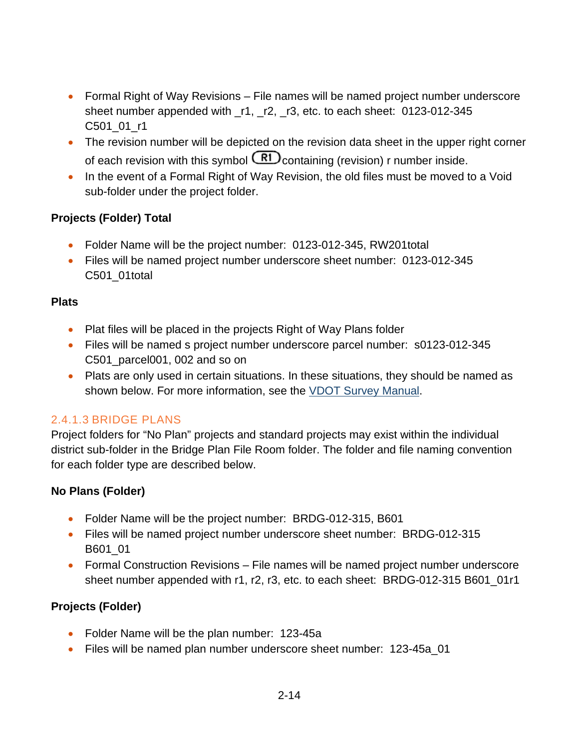- Formal Right of Way Revisions – File names will be named project number underscore sheet number appended with _r1, _r2, _r3, etc. to each sheet:  0123-012-345 C501_01_r1
- The revision number will be depicted on the revision data sheet in the upper right corner of each revision with this symbol (R1) containing (revision) r number inside.
- In the event of a Formal Right of Way Revision, the old files must be moved to a Void sub-folder under the project folder.

**Projects (Folder) Total**

- Folder Name will be the project number:  0123-012-345, RW201total
- Files will be named project number underscore sheet number:  0123-012-345 C501_01total

**Plats**

- Plat files will be placed in the projects Right of Way Plans folder
- Files will be named s project number underscore parcel number:  s0123-012-345 C501_parcel001, 002 and so on
- Plats are only used in certain situations. In these situations, they should be named as shown below. For more information, see the [VDOT Survey Manual](VDOT Survey Manual).

### 2.4.1.3 BRIDGE PLANS

Project folders for “No Plan” projects and standard projects may exist within the individual district sub-folder in the Bridge Plan File Room folder. The folder and file naming convention for each folder type are described below.

**No Plans (Folder)**

- Folder Name will be the project number:  BRDG-012-315, B601
- Files will be named project number underscore sheet number:  BRDG-012-315 B601_01
- Formal Construction Revisions – File names will be named project number underscore sheet number appended with r1, r2, r3, etc. to each sheet:  BRDG-012-315 B601_01r1

**Projects (Folder)**

- Folder Name will be the plan number:  123-45a
- Files will be named plan number underscore sheet number:  123-45a_01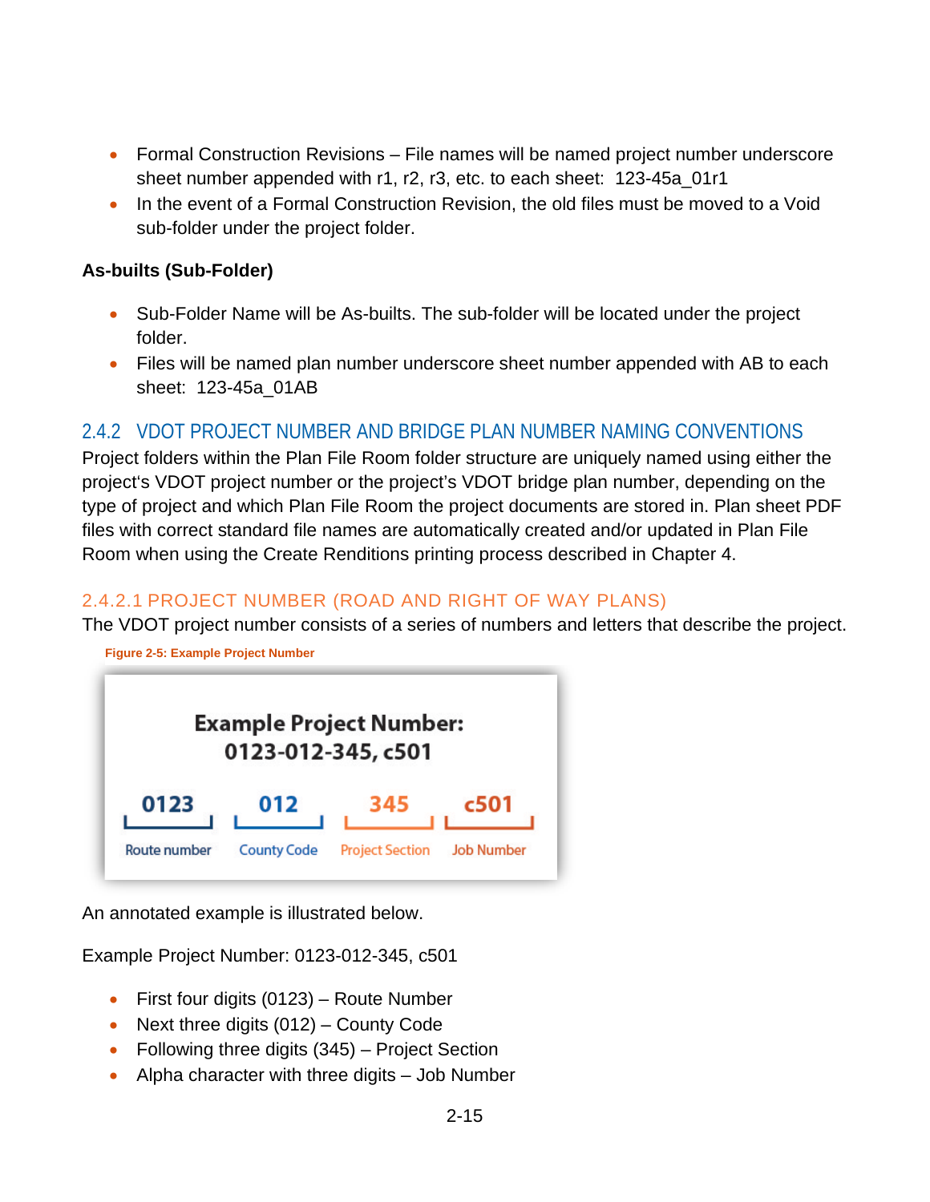- Formal Construction Revisions – File names will be named project number underscore sheet number appended with r1, r2, r3, etc. to each sheet:  123-45a_01r1
- In the event of a Formal Construction Revision, the old files must be moved to a Void sub-folder under the project folder.

**As-builts (Sub-Folder)**

- Sub-Folder Name will be As-builts. The sub-folder will be located under the project folder.
- Files will be named plan number underscore sheet number appended with AB to each sheet:  123-45a_01AB

## 2.4.2 VDOT PROJECT NUMBER AND BRIDGE PLAN NUMBER NAMING CONVENTIONS

Project folders within the Plan File Room folder structure are uniquely named using either the project's VDOT project number or the project's VDOT bridge plan number, depending on the type of project and which Plan File Room the project documents are stored in. Plan sheet PDF files with correct standard file names are automatically created and/or updated in Plan File Room when using the Create Renditions printing process described in Chapter 4.

### 2.4.2.1 PROJECT NUMBER (ROAD AND RIGHT OF WAY PLANS)

The VDOT project number consists of a series of numbers and letters that describe the project.

**Figure 2-5: Example Project Number**

**Example Project Number:**
**0123-012-345, c501**

| 0123 | 012 | 345 | c501 |
|---|---|---|---|
| Route number | County Code | Project Section | Job Number |

An annotated example is illustrated below.

Example Project Number: 0123-012-345, c501

- First four digits (0123) – Route Number
- Next three digits (012) – County Code
- Following three digits (345) – Project Section
- Alpha character with three digits – Job Number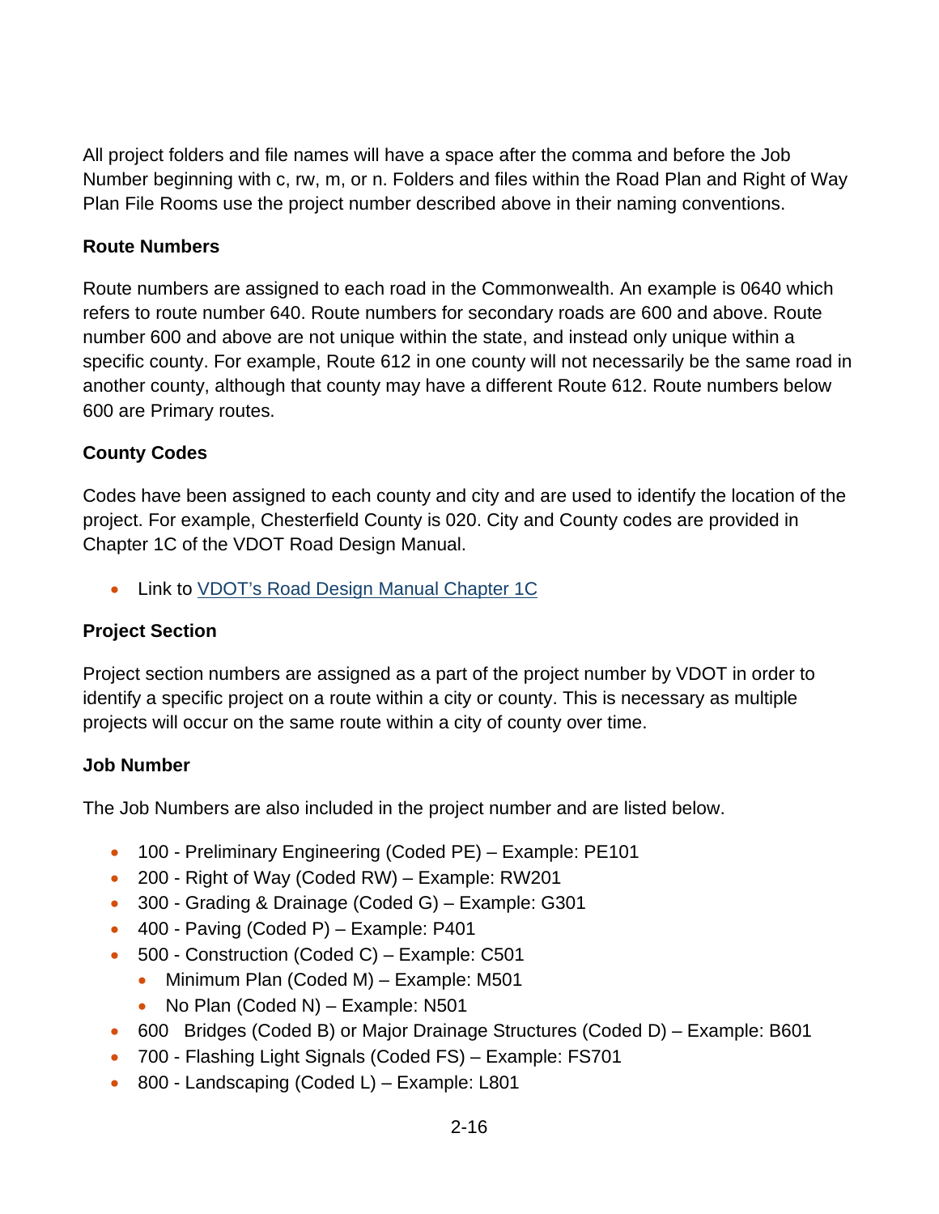All project folders and file names will have a space after the comma and before the Job Number beginning with c, rw, m, or n. Folders and files within the Road Plan and Right of Way Plan File Rooms use the project number described above in their naming conventions.

**Route Numbers**

Route numbers are assigned to each road in the Commonwealth. An example is 0640 which refers to route number 640. Route numbers for secondary roads are 600 and above. Route number 600 and above are not unique within the state, and instead only unique within a specific county. For example, Route 612 in one county will not necessarily be the same road in another county, although that county may have a different Route 612. Route numbers below 600 are Primary routes.

**County Codes**

Codes have been assigned to each county and city and are used to identify the location of the project. For example, Chesterfield County is 020. City and County codes are provided in Chapter 1C of the VDOT Road Design Manual.

- Link to [VDOT's Road Design Manual Chapter 1C]()

**Project Section**

Project section numbers are assigned as a part of the project number by VDOT in order to identify a specific project on a route within a city or county. This is necessary as multiple projects will occur on the same route within a city of county over time.

**Job Number**

The Job Numbers are also included in the project number and are listed below.

- 100 - Preliminary Engineering (Coded PE) – Example: PE101
- 200 - Right of Way (Coded RW) – Example: RW201
- 300 - Grading & Drainage (Coded G) – Example: G301
- 400 - Paving (Coded P) – Example: P401
- 500 - Construction (Coded C) – Example: C501
  - Minimum Plan (Coded M) – Example: M501
  - No Plan (Coded N) – Example: N501
- 600 Bridges (Coded B) or Major Drainage Structures (Coded D) – Example: B601
- 700 - Flashing Light Signals (Coded FS) – Example: FS701
- 800 - Landscaping (Coded L) – Example: L801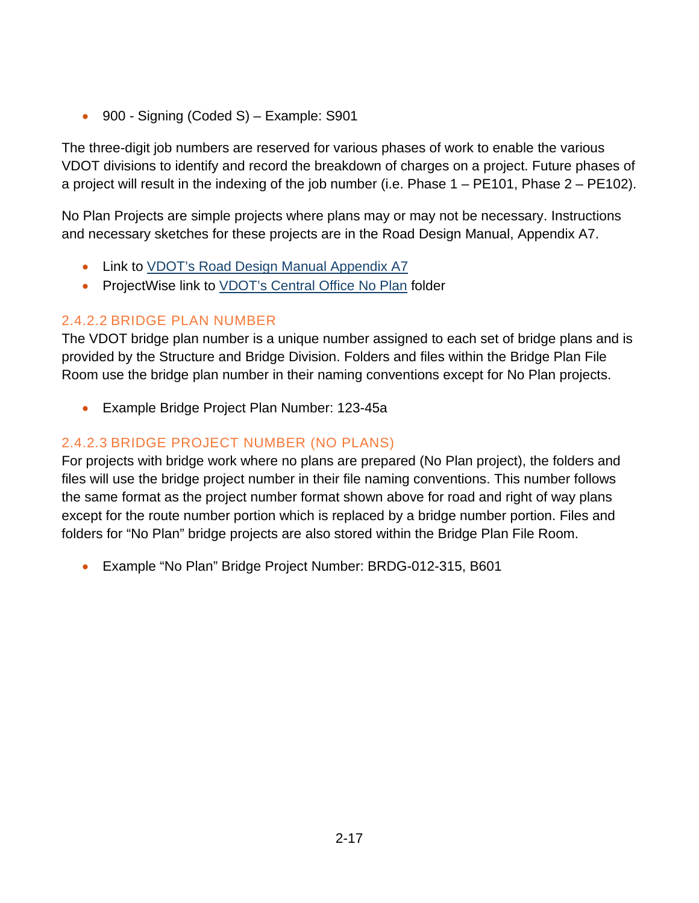- 900 - Signing (Coded S) – Example: S901

The three-digit job numbers are reserved for various phases of work to enable the various VDOT divisions to identify and record the breakdown of charges on a project. Future phases of a project will result in the indexing of the job number (i.e. Phase 1 – PE101, Phase 2 – PE102).

No Plan Projects are simple projects where plans may or may not be necessary. Instructions and necessary sketches for these projects are in the Road Design Manual, Appendix A7.

- Link to VDOT's Road Design Manual Appendix A7
- ProjectWise link to VDOT's Central Office No Plan folder

### 2.4.2.2 BRIDGE PLAN NUMBER

The VDOT bridge plan number is a unique number assigned to each set of bridge plans and is provided by the Structure and Bridge Division. Folders and files within the Bridge Plan File Room use the bridge plan number in their naming conventions except for No Plan projects.

- Example Bridge Project Plan Number: 123-45a

### 2.4.2.3 BRIDGE PROJECT NUMBER (NO PLANS)

For projects with bridge work where no plans are prepared (No Plan project), the folders and files will use the bridge project number in their file naming conventions. This number follows the same format as the project number format shown above for road and right of way plans except for the route number portion which is replaced by a bridge number portion. Files and folders for "No Plan" bridge projects are also stored within the Bridge Plan File Room.

- Example "No Plan" Bridge Project Number: BRDG-012-315, B601